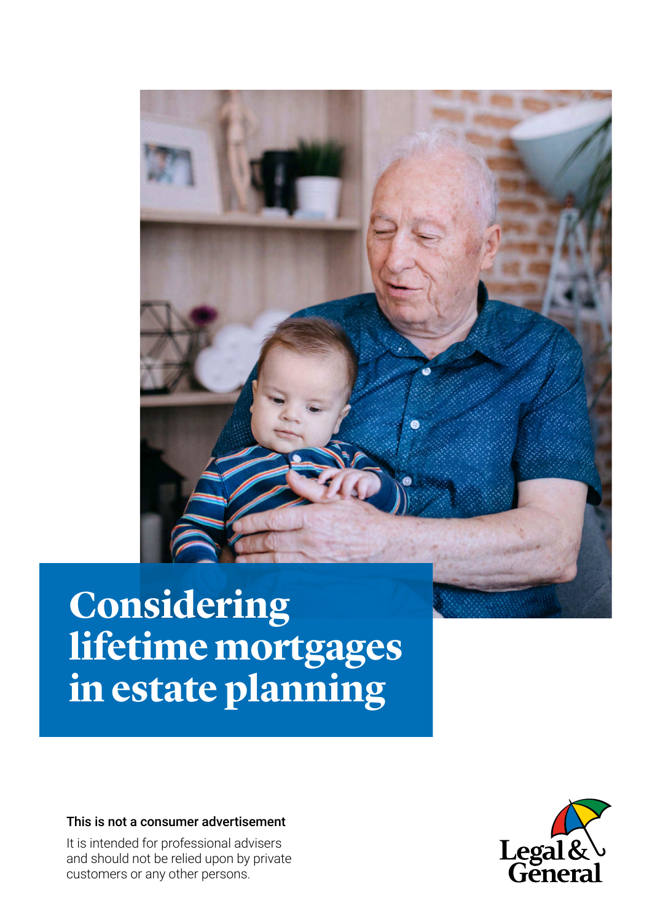# Considering lifetime mortgages in estate planning

**This is not a consumer advertisement**

It is intended for professional advisers and should not be relied upon by private customers or any other persons.

Legal & General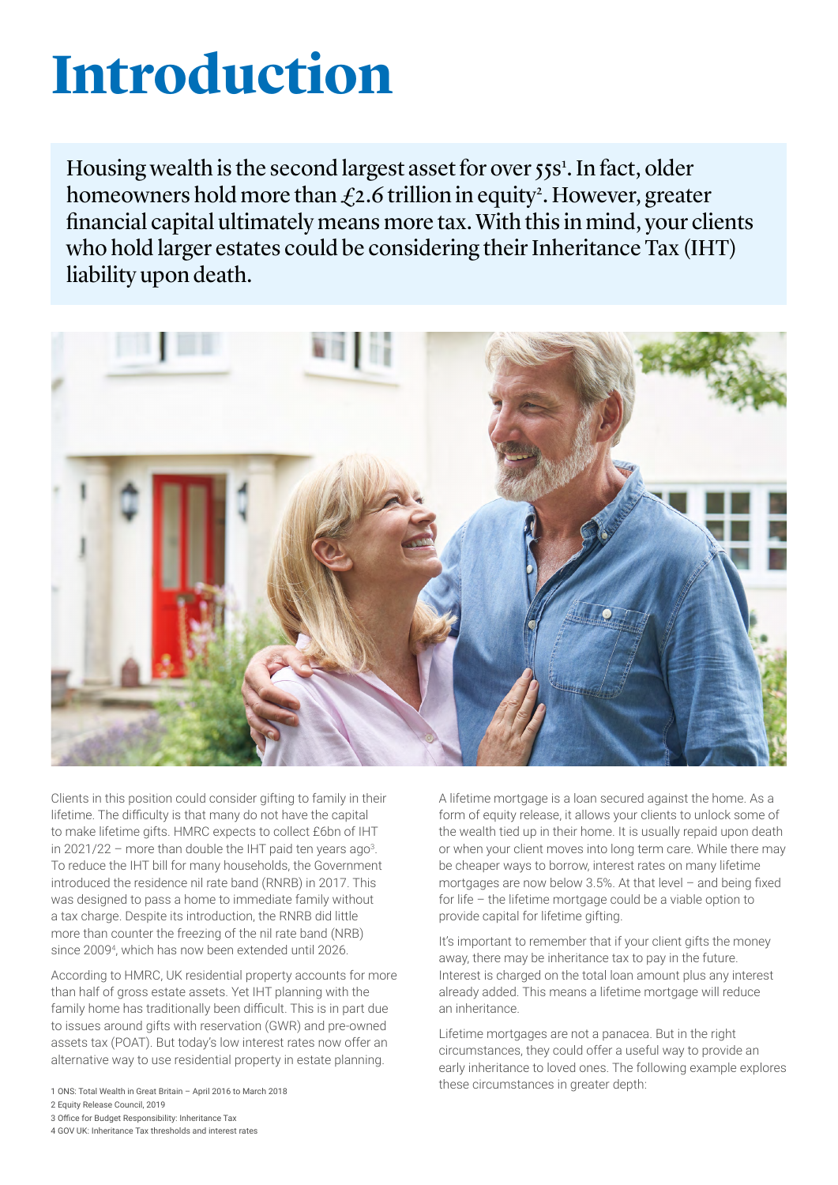# Introduction

Housing wealth is the second largest asset for over 55s[1]. In fact, older homeowners hold more than £2.6 trillion in equity[2]. However, greater financial capital ultimately means more tax. With this in mind, your clients who hold larger estates could be considering their Inheritance Tax (IHT) liability upon death.

Clients in this position could consider gifting to family in their lifetime. The difficulty is that many do not have the capital to make lifetime gifts. HMRC expects to collect £6bn of IHT in 2021/22 – more than double the IHT paid ten years ago[3]. To reduce the IHT bill for many households, the Government introduced the residence nil rate band (RNRB) in 2017. This was designed to pass a home to immediate family without a tax charge. Despite its introduction, the RNRB did little more than counter the freezing of the nil rate band (NRB) since 2009[4], which has now been extended until 2026.

According to HMRC, UK residential property accounts for more than half of gross estate assets. Yet IHT planning with the family home has traditionally been difficult. This is in part due to issues around gifts with reservation (GWR) and pre-owned assets tax (POAT). But today's low interest rates now offer an alternative way to use residential property in estate planning.

A lifetime mortgage is a loan secured against the home. As a form of equity release, it allows your clients to unlock some of the wealth tied up in their home. It is usually repaid upon death or when your client moves into long term care. While there may be cheaper ways to borrow, interest rates on many lifetime mortgages are now below 3.5%. At that level – and being fixed for life – the lifetime mortgage could be a viable option to provide capital for lifetime gifting.

It's important to remember that if your client gifts the money away, there may be inheritance tax to pay in the future. Interest is charged on the total loan amount plus any interest already added. This means a lifetime mortgage will reduce an inheritance.

Lifetime mortgages are not a panacea. But in the right circumstances, they could offer a useful way to provide an early inheritance to loved ones. The following example explores these circumstances in greater depth:

1 ONS: Total Wealth in Great Britain – April 2016 to March 2018
2 Equity Release Council, 2019
3 Office for Budget Responsibility: Inheritance Tax
4 GOV UK: Inheritance Tax thresholds and interest rates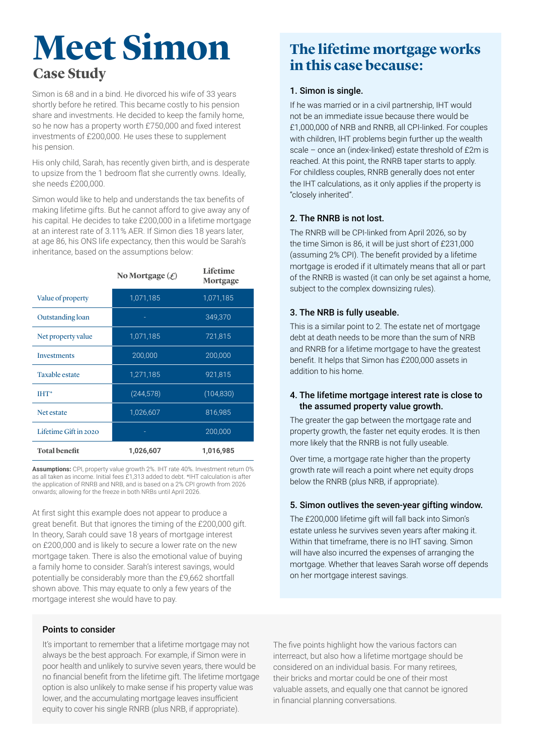# Meet Simon

## Case Study

Simon is 68 and in a bind. He divorced his wife of 33 years shortly before he retired. This became costly to his pension share and investments. He decided to keep the family home, so he now has a property worth £750,000 and fixed interest investments of £200,000. He uses these to supplement his pension.

His only child, Sarah, has recently given birth, and is desperate to upsize from the 1 bedroom flat she currently owns. Ideally, she needs £200,000.

Simon would like to help and understands the tax benefits of making lifetime gifts. But he cannot afford to give away any of his capital. He decides to take £200,000 in a lifetime mortgage at an interest rate of 3.11% AER. If Simon dies 18 years later, at age 86, his ONS life expectancy, then this would be Sarah's inheritance, based on the assumptions below:

| | No Mortgage (£) | Lifetime Mortgage |
|---|---|---|
| Value of property | 1,071,185 | 1,071,185 |
| Outstanding loan | - | 349,370 |
| Net property value | 1,071,185 | 721,815 |
| Investments | 200,000 | 200,000 |
| Taxable estate | 1,271,185 | 921,815 |
| IHT* | (244,578) | (104,830) |
| Net estate | 1,026,607 | 816,985 |
| Lifetime Gift in 2020 | - | 200,000 |
| **Total benefit** | **1,026,607** | **1,016,985** |

**Assumptions:** CPI, property value growth 2%. IHT rate 40%. Investment return 0% as all taken as income. Initial fees £1,313 added to debt. *IHT calculation is after the application of RNRB and NRB, and is based on a 2% CPI growth from 2026 onwards; allowing for the freeze in both NRBs until April 2026.

At first sight this example does not appear to produce a great benefit. But that ignores the timing of the £200,000 gift. In theory, Sarah could save 18 years of mortgage interest on £200,000 and is likely to secure a lower rate on the new mortgage taken. There is also the emotional value of buying a family home to consider. Sarah's interest savings, would potentially be considerably more than the £9,662 shortfall shown above. This may equate to only a few years of the mortgage interest she would have to pay.

## The lifetime mortgage works in this case because:

### 1. Simon is single.

If he was married or in a civil partnership, IHT would not be an immediate issue because there would be £1,000,000 of NRB and RNRB, all CPI-linked. For couples with children, IHT problems begin further up the wealth scale – once an (index-linked) estate threshold of £2m is reached. At this point, the RNRB taper starts to apply. For childless couples, RNRB generally does not enter the IHT calculations, as it only applies if the property is "closely inherited".

### 2. The RNRB is not lost.

The RNRB will be CPI-linked from April 2026, so by the time Simon is 86, it will be just short of £231,000 (assuming 2% CPI). The benefit provided by a lifetime mortgage is eroded if it ultimately means that all or part of the RNRB is wasted (it can only be set against a home, subject to the complex downsizing rules).

### 3. The NRB is fully useable.

This is a similar point to 2. The estate net of mortgage debt at death needs to be more than the sum of NRB and RNRB for a lifetime mortgage to have the greatest benefit. It helps that Simon has £200,000 assets in addition to his home.

### 4. The lifetime mortgage interest rate is close to the assumed property value growth.

The greater the gap between the mortgage rate and property growth, the faster net equity erodes. It is then more likely that the RNRB is not fully useable.

Over time, a mortgage rate higher than the property growth rate will reach a point where net equity drops below the RNRB (plus NRB, if appropriate).

### 5. Simon outlives the seven-year gifting window.

The £200,000 lifetime gift will fall back into Simon's estate unless he survives seven years after making it. Within that timeframe, there is no IHT saving. Simon will have also incurred the expenses of arranging the mortgage. Whether that leaves Sarah worse off depends on her mortgage interest savings.

### Points to consider

It's important to remember that a lifetime mortgage may not always be the best approach. For example, if Simon were in poor health and unlikely to survive seven years, there would be no financial benefit from the lifetime gift. The lifetime mortgage option is also unlikely to make sense if his property value was lower, and the accumulating mortgage leaves insufficient equity to cover his single RNRB (plus NRB, if appropriate).

The five points highlight how the various factors can interreact, but also how a lifetime mortgage should be considered on an individual basis. For many retirees, their bricks and mortar could be one of their most valuable assets, and equally one that cannot be ignored in financial planning conversations.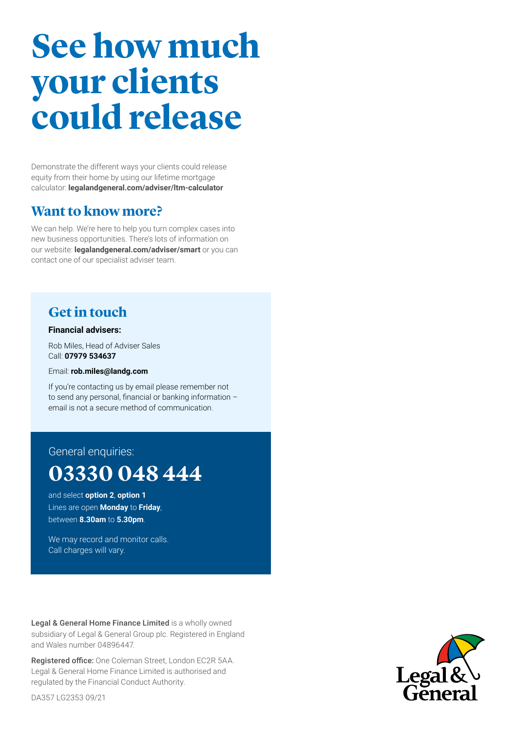# See how much your clients could release

Demonstrate the different ways your clients could release equity from their home by using our lifetime mortgage calculator: **legalandgeneral.com/adviser/ltm-calculator**

## Want to know more?

We can help. We're here to help you turn complex cases into new business opportunities. There's lots of information on our website: **legalandgeneral.com/adviser/smart** or you can contact one of our specialist adviser team.

## Get in touch

**Financial advisers:**

Rob Miles, Head of Adviser Sales
Call: **07979 534637**

Email: **rob.miles@landg.com**

If you're contacting us by email please remember not to send any personal, financial or banking information – email is not a secure method of communication.

General enquiries:

# 03330 048 444

and select **option 2**, **option 1**
Lines are open **Monday** to **Friday**, between **8.30am** to **5.30pm**.

We may record and monitor calls.
Call charges will vary.

**Legal & General Home Finance Limited** is a wholly owned subsidiary of Legal & General Group plc. Registered in England and Wales number 04896447.

**Registered office:** One Coleman Street, London EC2R 5AA. Legal & General Home Finance Limited is authorised and regulated by the Financial Conduct Authority.

DA357 LG2353 09/21

Legal & General